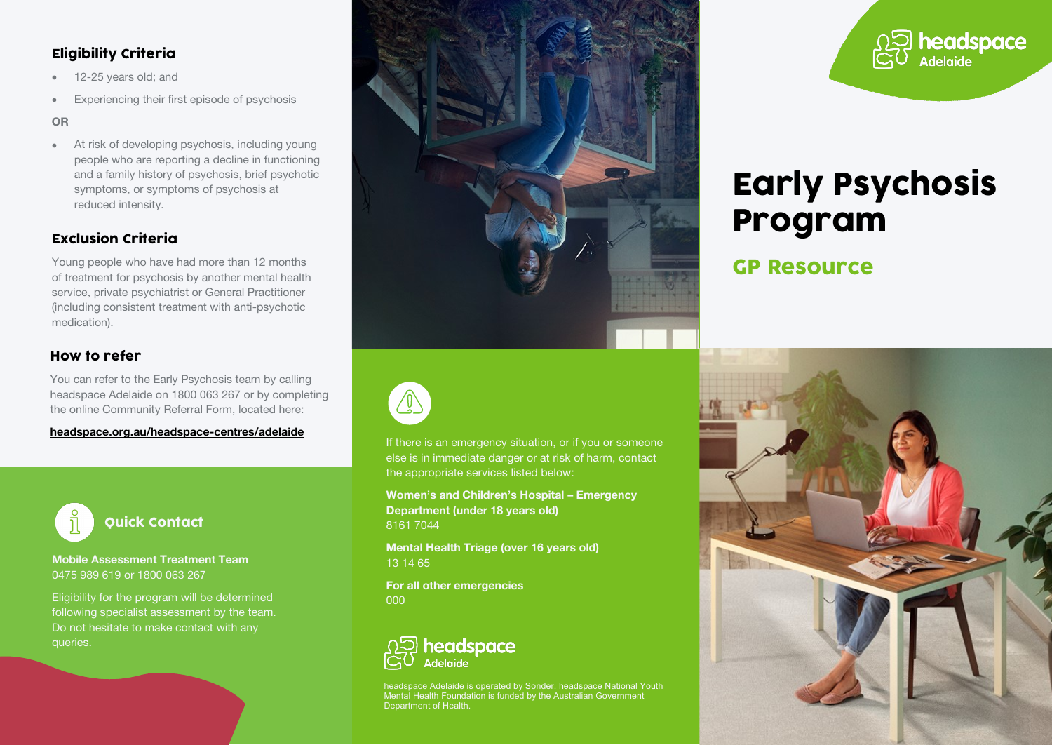## Eligibility Criteria

- 12-25 years old; and
- Experiencing their first episode of psychosis

**OR**

- At risk of developing psychosis, including young people who are reporting a decline in functioning and a family history of psychosis, brief psychotic symptoms, or symptoms of psychosis at reduced intensity.

## Exclusion Criteria

Young people who have had more than 12 months of treatment for psychosis by another mental health service, private psychiatrist or General Practitioner (including consistent treatment with anti-psychotic medication).

## How to refer

You can refer to the Early Psychosis team by calling headspace Adelaide on 1800 063 267 or by completing the online Community Referral Form, located here:

**headspace.org.au/headspace-centres/adelaide**

## Quick Contact

**Mobile Assessment Treatment Team**
0475 989 619 or 1800 063 267

Eligibility for the program will be determined following specialist assessment by the team. Do not hesitate to make contact with any queries.

If there is an emergency situation, or if you or someone else is in immediate danger or at risk of harm, contact the appropriate services listed below:

**Women's and Children's Hospital – Emergency Department (under 18 years old)**
8161 7044

**Mental Health Triage (over 16 years old)**
13 14 65

**For all other emergencies**
000

headspace Adelaide

headspace Adelaide is operated by Sonder. headspace National Youth Mental Health Foundation is funded by the Australian Government Department of Health.

headspace Adelaide

# Early Psychosis Program

## GP Resource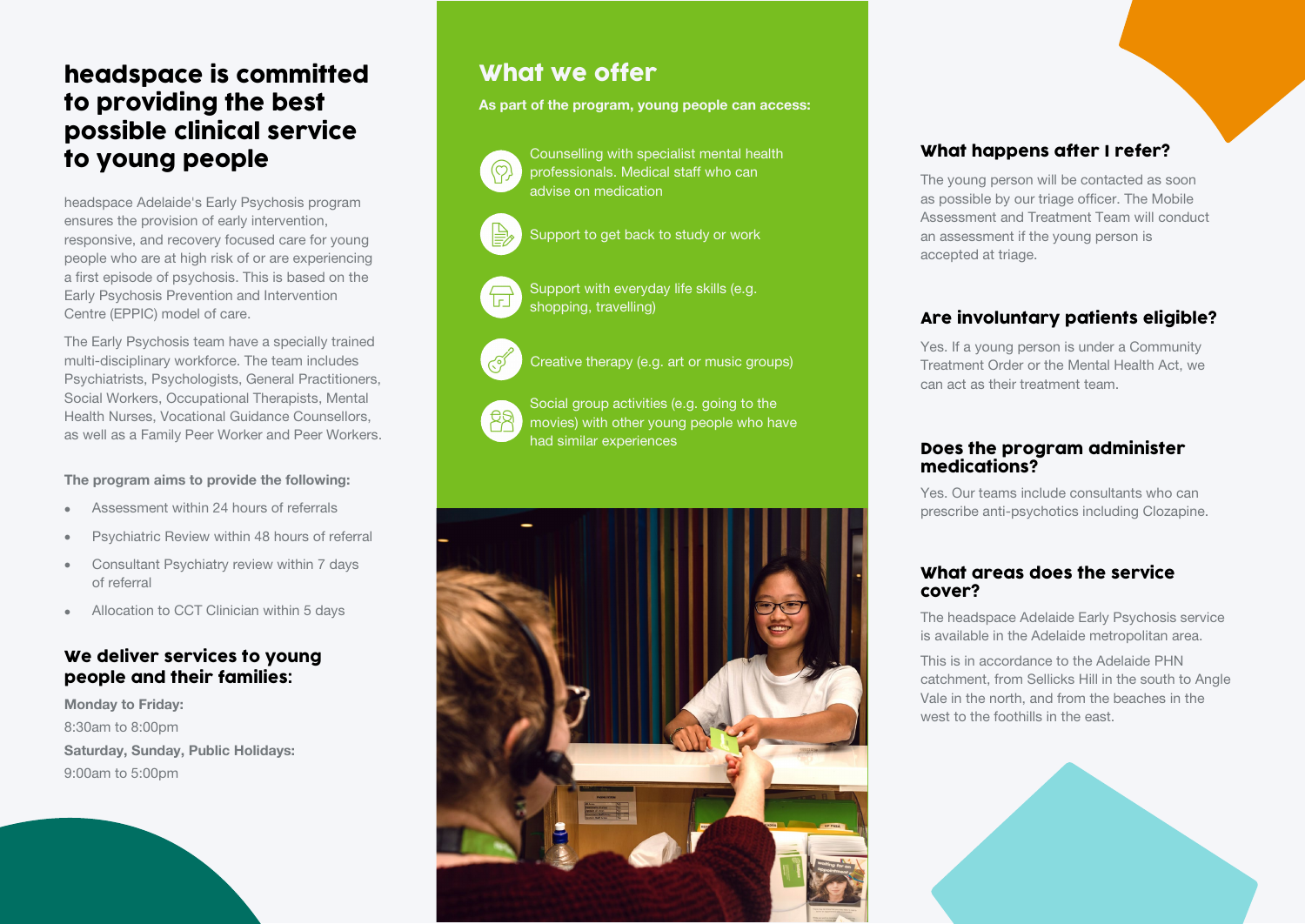# headspace is committed to providing the best possible clinical service to young people

headspace Adelaide's Early Psychosis program ensures the provision of early intervention, responsive, and recovery focused care for young people who are at high risk of or are experiencing a first episode of psychosis. This is based on the Early Psychosis Prevention and Intervention Centre (EPPIC) model of care.

The Early Psychosis team have a specially trained multi-disciplinary workforce. The team includes Psychiatrists, Psychologists, General Practitioners, Social Workers, Occupational Therapists, Mental Health Nurses, Vocational Guidance Counsellors, as well as a Family Peer Worker and Peer Workers.

**The program aims to provide the following:**

- Assessment within 24 hours of referrals
- Psychiatric Review within 48 hours of referral
- Consultant Psychiatry review within 7 days of referral
- Allocation to CCT Clinician within 5 days

## We deliver services to young people and their families:

**Monday to Friday:**

8:30am to 8:00pm

**Saturday, Sunday, Public Holidays:**

9:00am to 5:00pm

## What we offer

**As part of the program, young people can access:**

- Counselling with specialist mental health professionals. Medical staff who can advise on medication
- Support to get back to study or work
- Support with everyday life skills (e.g. shopping, travelling)
- Creative therapy (e.g. art or music groups)
- Social group activities (e.g. going to the movies) with other young people who have had similar experiences

## What happens after I refer?

The young person will be contacted as soon as possible by our triage officer. The Mobile Assessment and Treatment Team will conduct an assessment if the young person is accepted at triage.

## Are involuntary patients eligible?

Yes. If a young person is under a Community Treatment Order or the Mental Health Act, we can act as their treatment team.

## Does the program administer medications?

Yes. Our teams include consultants who can prescribe anti-psychotics including Clozapine.

## What areas does the service cover?

The headspace Adelaide Early Psychosis service is available in the Adelaide metropolitan area.

This is in accordance to the Adelaide PHN catchment, from Sellicks Hill in the south to Angle Vale in the north, and from the beaches in the west to the foothills in the east.